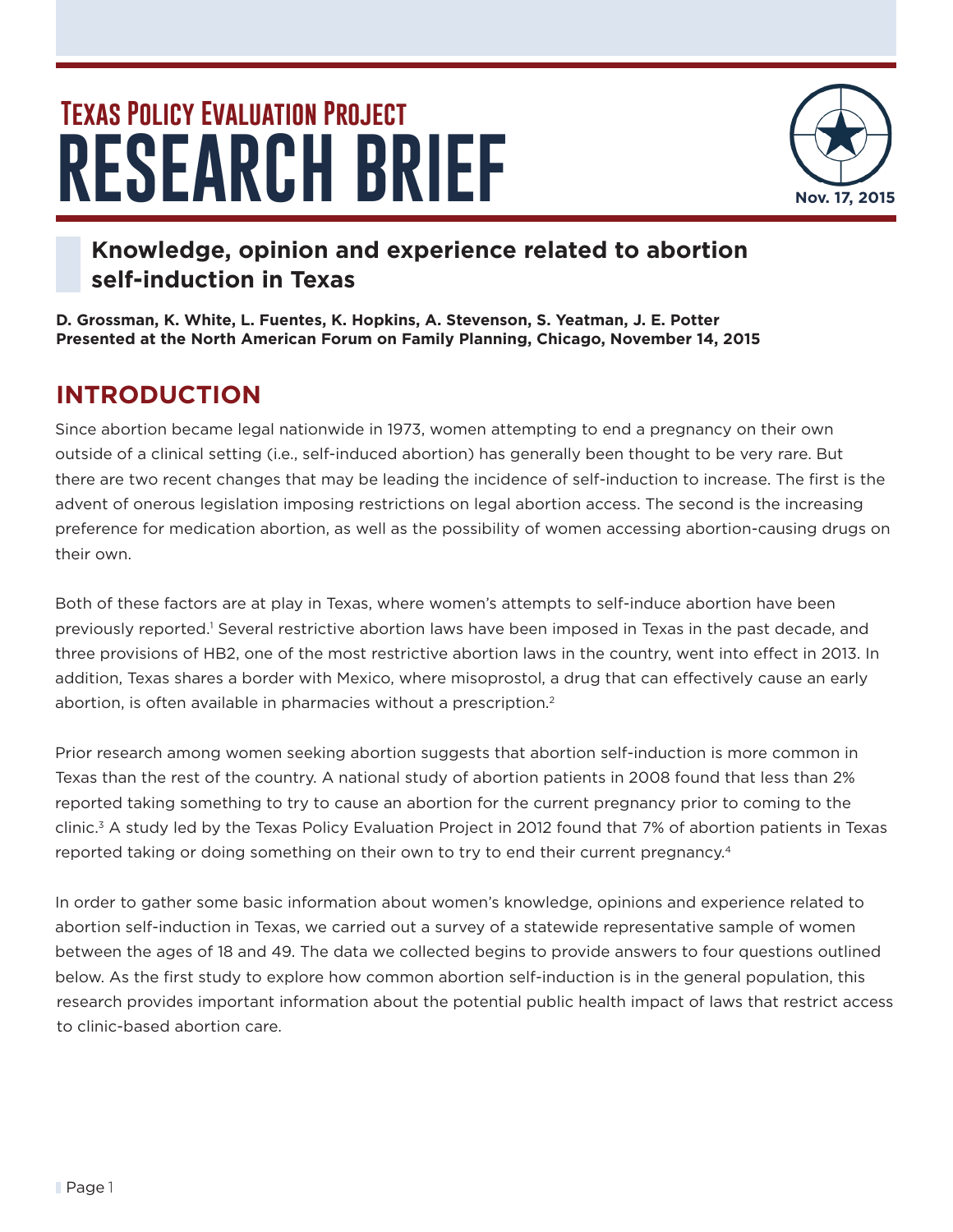# Texas Policy Evaluation Project
# RESEARCH BRIEF

Nov. 17, 2015

## Knowledge, opinion and experience related to abortion self-induction in Texas

**D. Grossman, K. White, L. Fuentes, K. Hopkins, A. Stevenson, S. Yeatman, J. E. Potter**
**Presented at the North American Forum on Family Planning, Chicago, November 14, 2015**

## INTRODUCTION

Since abortion became legal nationwide in 1973, women attempting to end a pregnancy on their own outside of a clinical setting (i.e., self-induced abortion) has generally been thought to be very rare. But there are two recent changes that may be leading the incidence of self-induction to increase. The first is the advent of onerous legislation imposing restrictions on legal abortion access. The second is the increasing preference for medication abortion, as well as the possibility of women accessing abortion-causing drugs on their own.

Both of these factors are at play in Texas, where women's attempts to self-induce abortion have been previously reported.[1] Several restrictive abortion laws have been imposed in Texas in the past decade, and three provisions of HB2, one of the most restrictive abortion laws in the country, went into effect in 2013. In addition, Texas shares a border with Mexico, where misoprostol, a drug that can effectively cause an early abortion, is often available in pharmacies without a prescription.[2]

Prior research among women seeking abortion suggests that abortion self-induction is more common in Texas than the rest of the country. A national study of abortion patients in 2008 found that less than 2% reported taking something to try to cause an abortion for the current pregnancy prior to coming to the clinic.[3] A study led by the Texas Policy Evaluation Project in 2012 found that 7% of abortion patients in Texas reported taking or doing something on their own to try to end their current pregnancy.[4]

In order to gather some basic information about women's knowledge, opinions and experience related to abortion self-induction in Texas, we carried out a survey of a statewide representative sample of women between the ages of 18 and 49. The data we collected begins to provide answers to four questions outlined below. As the first study to explore how common abortion self-induction is in the general population, this research provides important information about the potential public health impact of laws that restrict access to clinic-based abortion care.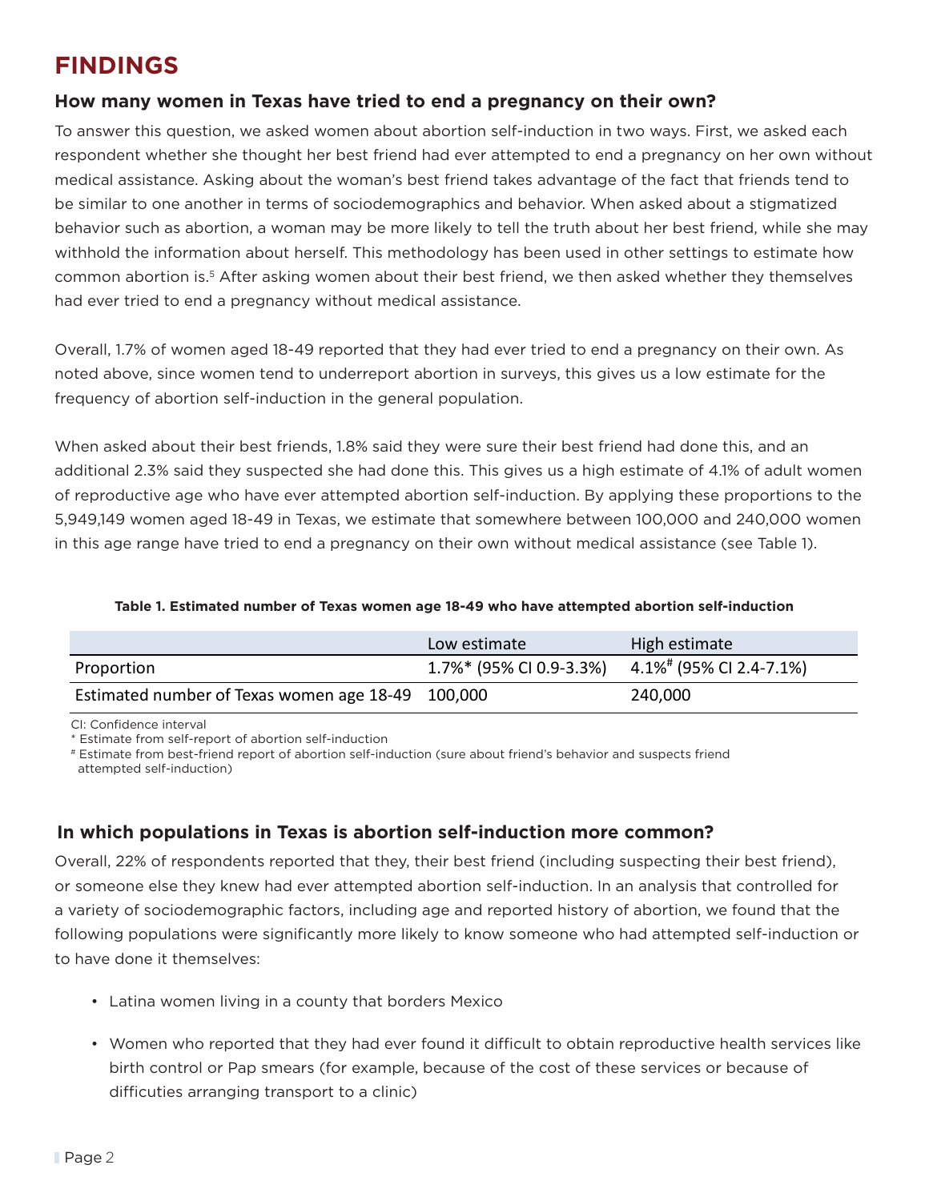# FINDINGS

### How many women in Texas have tried to end a pregnancy on their own?

To answer this question, we asked women about abortion self-induction in two ways. First, we asked each respondent whether she thought her best friend had ever attempted to end a pregnancy on her own without medical assistance. Asking about the woman's best friend takes advantage of the fact that friends tend to be similar to one another in terms of sociodemographics and behavior. When asked about a stigmatized behavior such as abortion, a woman may be more likely to tell the truth about her best friend, while she may withhold the information about herself. This methodology has been used in other settings to estimate how common abortion is.[5] After asking women about their best friend, we then asked whether they themselves had ever tried to end a pregnancy without medical assistance.

Overall, 1.7% of women aged 18-49 reported that they had ever tried to end a pregnancy on their own. As noted above, since women tend to underreport abortion in surveys, this gives us a low estimate for the frequency of abortion self-induction in the general population.

When asked about their best friends, 1.8% said they were sure their best friend had done this, and an additional 2.3% said they suspected she had done this. This gives us a high estimate of 4.1% of adult women of reproductive age who have ever attempted abortion self-induction. By applying these proportions to the 5,949,149 women aged 18-49 in Texas, we estimate that somewhere between 100,000 and 240,000 women in this age range have tried to end a pregnancy on their own without medical assistance (see Table 1).

**Table 1. Estimated number of Texas women age 18-49 who have attempted abortion self-induction**

| | Low estimate | High estimate |
|---|---|---|
| Proportion | 1.7%* (95% CI 0.9-3.3%) | 4.1%# (95% CI 2.4-7.1%) |
| Estimated number of Texas women age 18-49 | 100,000 | 240,000 |

CI: Confidence interval
* Estimate from self-report of abortion self-induction
# Estimate from best-friend report of abortion self-induction (sure about friend's behavior and suspects friend attempted self-induction)

### In which populations in Texas is abortion self-induction more common?

Overall, 22% of respondents reported that they, their best friend (including suspecting their best friend), or someone else they knew had ever attempted abortion self-induction. In an analysis that controlled for a variety of sociodemographic factors, including age and reported history of abortion, we found that the following populations were significantly more likely to know someone who had attempted self-induction or to have done it themselves:

- Latina women living in a county that borders Mexico
- Women who reported that they had ever found it difficult to obtain reproductive health services like birth control or Pap smears (for example, because of the cost of these services or because of difficuties arranging transport to a clinic)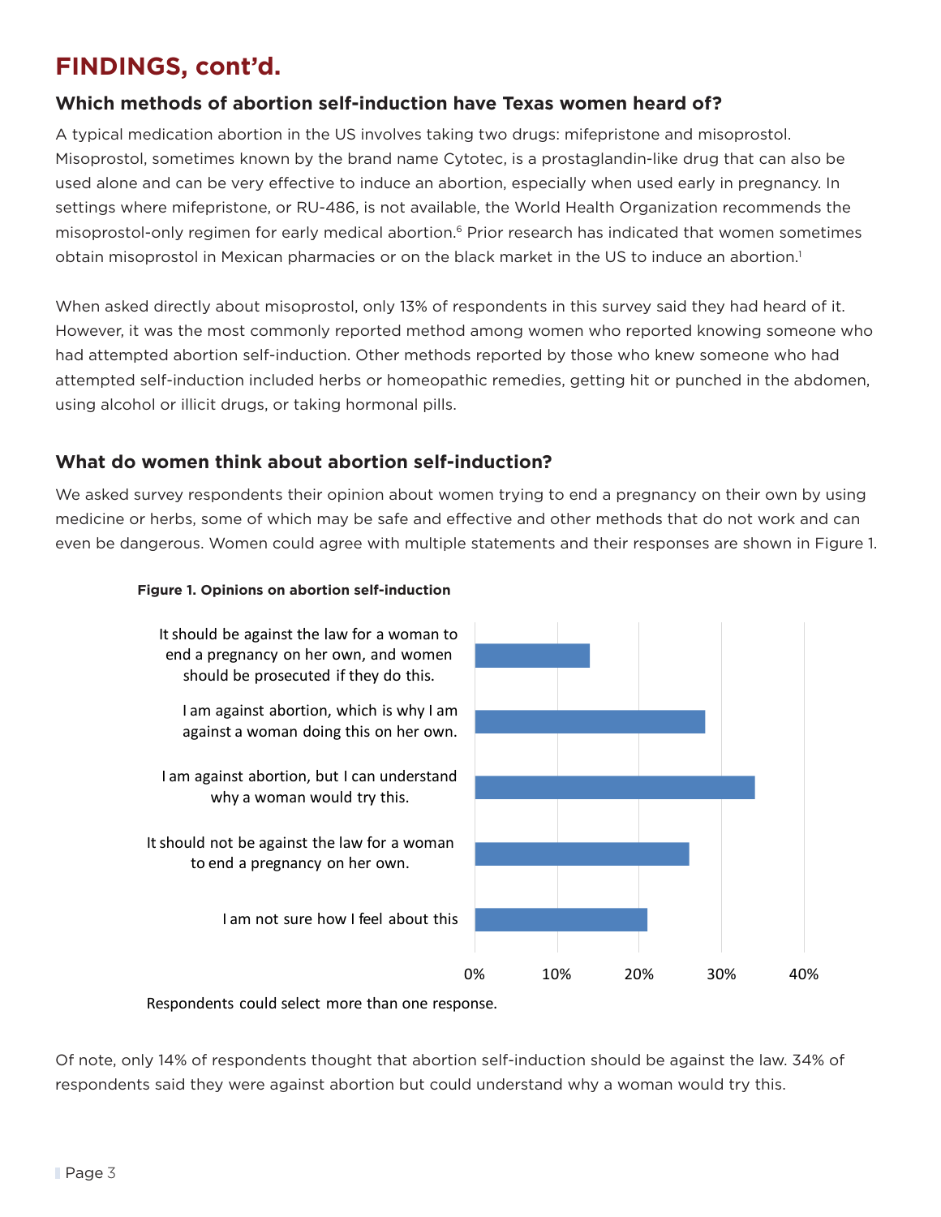## FINDINGS, cont'd.

### Which methods of abortion self-induction have Texas women heard of?

A typical medication abortion in the US involves taking two drugs: mifepristone and misoprostol. Misoprostol, sometimes known by the brand name Cytotec, is a prostaglandin-like drug that can also be used alone and can be very effective to induce an abortion, especially when used early in pregnancy. In settings where mifepristone, or RU-486, is not available, the World Health Organization recommends the misoprostol-only regimen for early medical abortion.[6] Prior research has indicated that women sometimes obtain misoprostol in Mexican pharmacies or on the black market in the US to induce an abortion.[1]

When asked directly about misoprostol, only 13% of respondents in this survey said they had heard of it. However, it was the most commonly reported method among women who reported knowing someone who had attempted abortion self-induction. Other methods reported by those who knew someone who had attempted self-induction included herbs or homeopathic remedies, getting hit or punched in the abdomen, using alcohol or illicit drugs, or taking hormonal pills.

### What do women think about abortion self-induction?

We asked survey respondents their opinion about women trying to end a pregnancy on their own by using medicine or herbs, some of which may be safe and effective and other methods that do not work and can even be dangerous. Women could agree with multiple statements and their responses are shown in Figure 1.

**Figure 1. Opinions on abortion self-induction**

| Statement | Approx. % |
|---|---|
| It should be against the law for a woman to end a pregnancy on her own, and women should be prosecuted if they do this. | ~14% |
| I am against abortion, which is why I am against a woman doing this on her own. | ~28% |
| I am against abortion, but I can understand why a woman would try this. | ~34% |
| It should not be against the law for a woman to end a pregnancy on her own. | ~26% |
| I am not sure how I feel about this | ~21% |

Respondents could select more than one response.

Of note, only 14% of respondents thought that abortion self-induction should be against the law. 34% of respondents said they were against abortion but could understand why a woman would try this.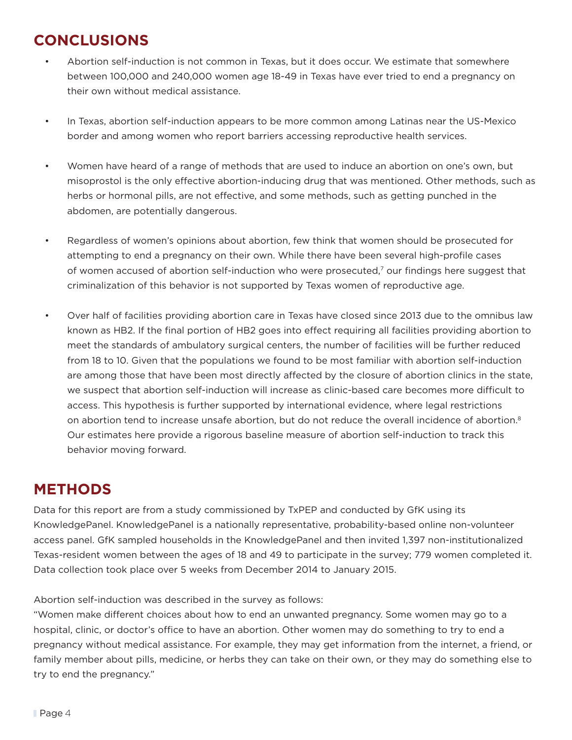## CONCLUSIONS

- Abortion self-induction is not common in Texas, but it does occur. We estimate that somewhere between 100,000 and 240,000 women age 18-49 in Texas have ever tried to end a pregnancy on their own without medical assistance.
- In Texas, abortion self-induction appears to be more common among Latinas near the US-Mexico border and among women who report barriers accessing reproductive health services.
- Women have heard of a range of methods that are used to induce an abortion on one's own, but misoprostol is the only effective abortion-inducing drug that was mentioned. Other methods, such as herbs or hormonal pills, are not effective, and some methods, such as getting punched in the abdomen, are potentially dangerous.
- Regardless of women's opinions about abortion, few think that women should be prosecuted for attempting to end a pregnancy on their own. While there have been several high-profile cases of women accused of abortion self-induction who were prosecuted,[7] our findings here suggest that criminalization of this behavior is not supported by Texas women of reproductive age.
- Over half of facilities providing abortion care in Texas have closed since 2013 due to the omnibus law known as HB2. If the final portion of HB2 goes into effect requiring all facilities providing abortion to meet the standards of ambulatory surgical centers, the number of facilities will be further reduced from 18 to 10. Given that the populations we found to be most familiar with abortion self-induction are among those that have been most directly affected by the closure of abortion clinics in the state, we suspect that abortion self-induction will increase as clinic-based care becomes more difficult to access. This hypothesis is further supported by international evidence, where legal restrictions on abortion tend to increase unsafe abortion, but do not reduce the overall incidence of abortion.[8] Our estimates here provide a rigorous baseline measure of abortion self-induction to track this behavior moving forward.

## METHODS

Data for this report are from a study commissioned by TxPEP and conducted by GfK using its KnowledgePanel. KnowledgePanel is a nationally representative, probability-based online non-volunteer access panel. GfK sampled households in the KnowledgePanel and then invited 1,397 non-institutionalized Texas-resident women between the ages of 18 and 49 to participate in the survey; 779 women completed it. Data collection took place over 5 weeks from December 2014 to January 2015.

Abortion self-induction was described in the survey as follows:
"Women make different choices about how to end an unwanted pregnancy. Some women may go to a hospital, clinic, or doctor's office to have an abortion. Other women may do something to try to end a pregnancy without medical assistance. For example, they may get information from the internet, a friend, or family member about pills, medicine, or herbs they can take on their own, or they may do something else to try to end the pregnancy."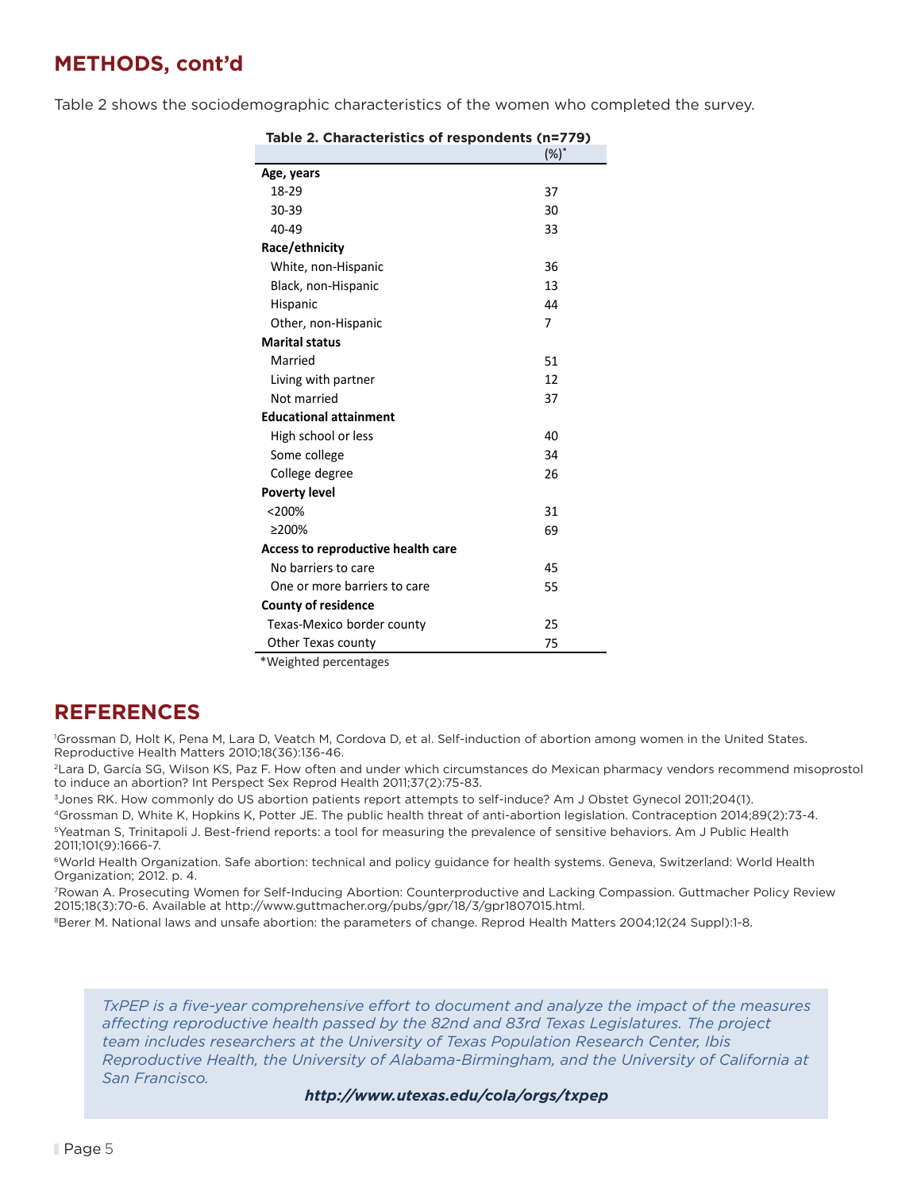## METHODS, cont'd

Table 2 shows the sociodemographic characteristics of the women who completed the survey.

**Table 2. Characteristics of respondents (n=779)**

| | (%)* |
|---|---|
| **Age, years** | |
| 18-29 | 37 |
| 30-39 | 30 |
| 40-49 | 33 |
| **Race/ethnicity** | |
| White, non-Hispanic | 36 |
| Black, non-Hispanic | 13 |
| Hispanic | 44 |
| Other, non-Hispanic | 7 |
| **Marital status** | |
| Married | 51 |
| Living with partner | 12 |
| Not married | 37 |
| **Educational attainment** | |
| High school or less | 40 |
| Some college | 34 |
| College degree | 26 |
| **Poverty level** | |
| <200% | 31 |
| ≥200% | 69 |
| **Access to reproductive health care** | |
| No barriers to care | 45 |
| One or more barriers to care | 55 |
| **County of residence** | |
| Texas-Mexico border county | 25 |
| Other Texas county | 75 |

*Weighted percentages

## REFERENCES

[1]Grossman D, Holt K, Pena M, Lara D, Veatch M, Cordova D, et al. Self-induction of abortion among women in the United States. Reproductive Health Matters 2010;18(36):136-46.

[2]Lara D, García SG, Wilson KS, Paz F. How often and under which circumstances do Mexican pharmacy vendors recommend misoprostol to induce an abortion? Int Perspect Sex Reprod Health 2011;37(2):75-83.

[3]Jones RK. How commonly do US abortion patients report attempts to self-induce? Am J Obstet Gynecol 2011;204(1).

[4]Grossman D, White K, Hopkins K, Potter JE. The public health threat of anti-abortion legislation. Contraception 2014;89(2):73-4.

[5]Yeatman S, Trinitapoli J. Best-friend reports: a tool for measuring the prevalence of sensitive behaviors. Am J Public Health 2011;101(9):1666-7.

[6]World Health Organization. Safe abortion: technical and policy guidance for health systems. Geneva, Switzerland: World Health Organization; 2012. p. 4.

[7]Rowan A. Prosecuting Women for Self-Inducing Abortion: Counterproductive and Lacking Compassion. Guttmacher Policy Review 2015;18(3):70-6. Available at http://www.guttmacher.org/pubs/gpr/18/3/gpr1807015.html.

[8]Berer M. National laws and unsafe abortion: the parameters of change. Reprod Health Matters 2004;12(24 Suppl):1-8.

*TxPEP is a five-year comprehensive effort to document and analyze the impact of the measures affecting reproductive health passed by the 82nd and 83rd Texas Legislatures. The project team includes researchers at the University of Texas Population Research Center, Ibis Reproductive Health, the University of Alabama-Birmingham, and the University of California at San Francisco.*

***http://www.utexas.edu/cola/orgs/txpep***